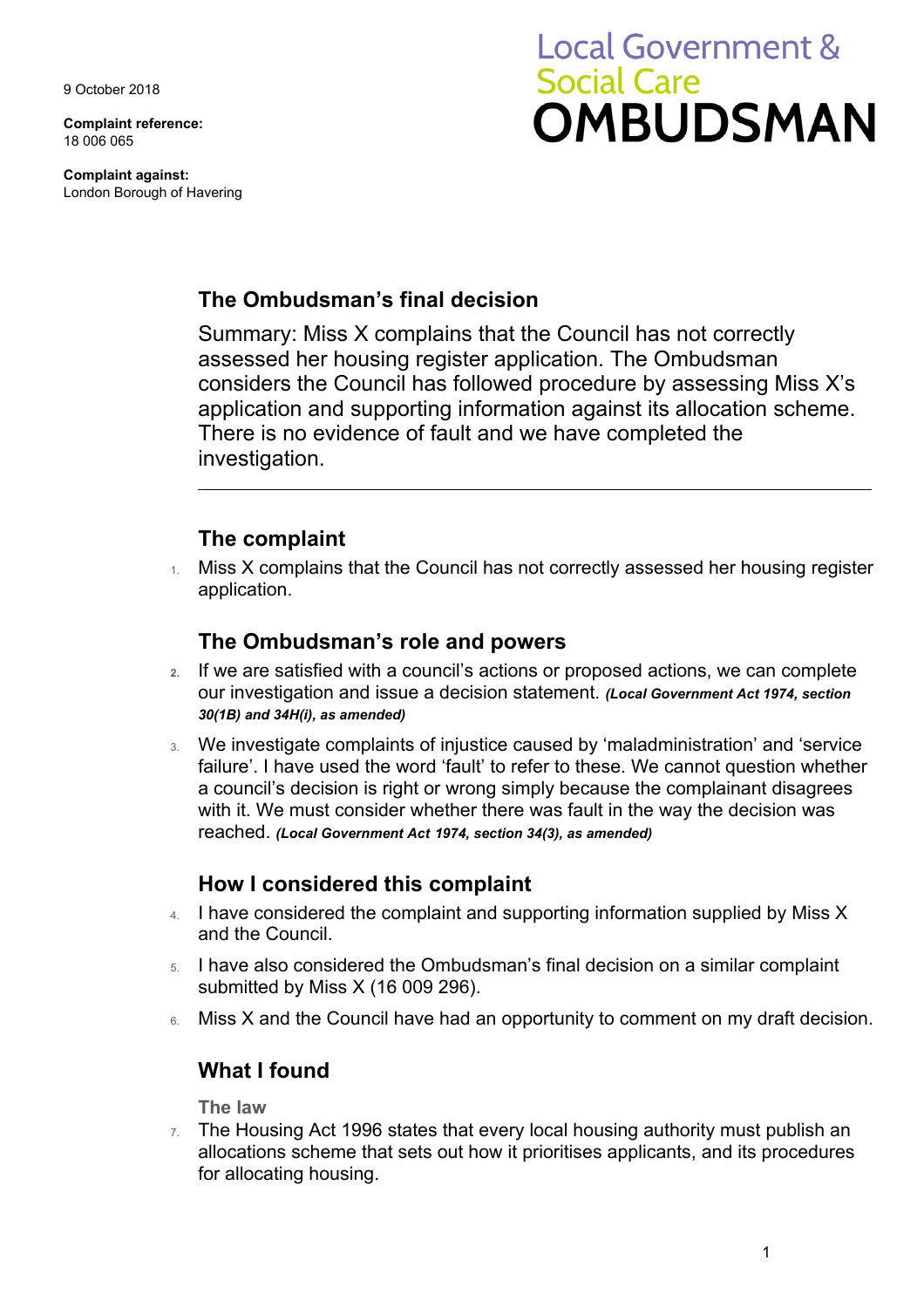9 October 2018

**Complaint reference:**
18 006 065

**Complaint against:**
London Borough of Havering

Local Government & Social Care
**OMBUDSMAN**

## The Ombudsman's final decision

Summary: Miss X complains that the Council has not correctly assessed her housing register application. The Ombudsman considers the Council has followed procedure by assessing Miss X's application and supporting information against its allocation scheme. There is no evidence of fault and we have completed the investigation.

---

## The complaint

1. Miss X complains that the Council has not correctly assessed her housing register application.

## The Ombudsman's role and powers

2. If we are satisfied with a council's actions or proposed actions, we can complete our investigation and issue a decision statement. ***(Local Government Act 1974, section 30(1B) and 34H(i), as amended)***

3. We investigate complaints of injustice caused by 'maladministration' and 'service failure'. I have used the word 'fault' to refer to these. We cannot question whether a council's decision is right or wrong simply because the complainant disagrees with it. We must consider whether there was fault in the way the decision was reached. ***(Local Government Act 1974, section 34(3), as amended)***

## How I considered this complaint

4. I have considered the complaint and supporting information supplied by Miss X and the Council.

5. I have also considered the Ombudsman's final decision on a similar complaint submitted by Miss X (16 009 296).

6. Miss X and the Council have had an opportunity to comment on my draft decision.

## What I found

### The law

7. The Housing Act 1996 states that every local housing authority must publish an allocations scheme that sets out how it prioritises applicants, and its procedures for allocating housing.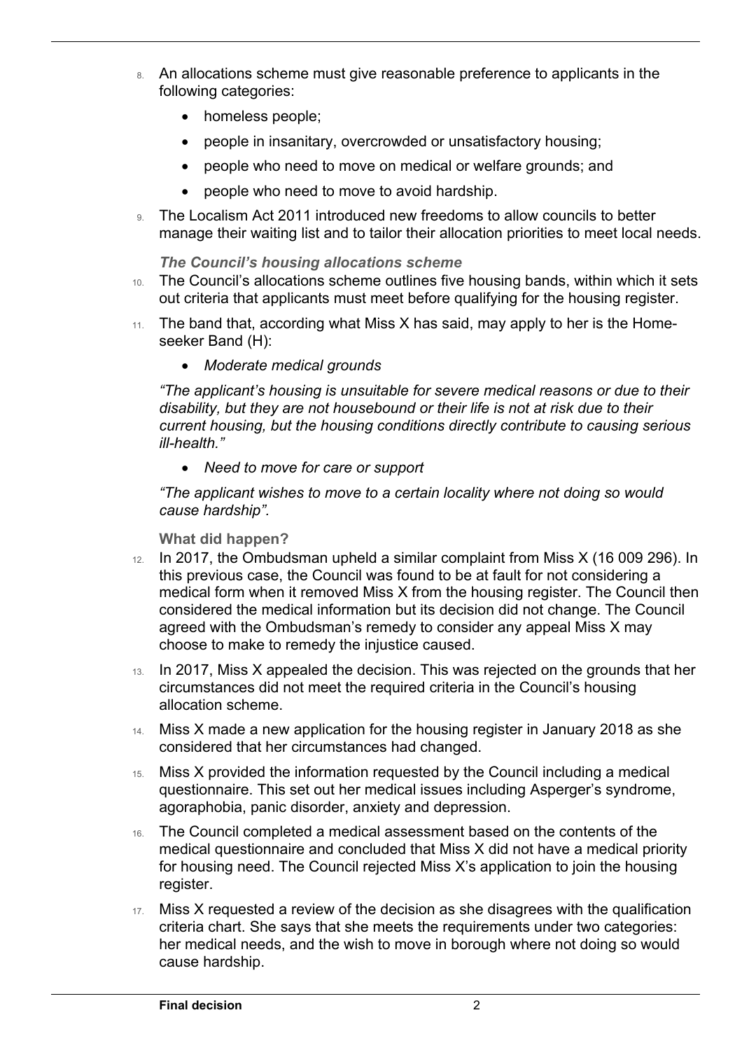8. An allocations scheme must give reasonable preference to applicants in the following categories:
   - homeless people;
   - people in insanitary, overcrowded or unsatisfactory housing;
   - people who need to move on medical or welfare grounds; and
   - people who need to move to avoid hardship.
9. The Localism Act 2011 introduced new freedoms to allow councils to better manage their waiting list and to tailor their allocation priorities to meet local needs.

### *The Council's housing allocations scheme*

10. The Council's allocations scheme outlines five housing bands, within which it sets out criteria that applicants must meet before qualifying for the housing register.
11. The band that, according what Miss X has said, may apply to her is the Home-seeker Band (H):
    - *Moderate medical grounds*

    *"The applicant's housing is unsuitable for severe medical reasons or due to their disability, but they are not housebound or their life is not at risk due to their current housing, but the housing conditions directly contribute to causing serious ill-health."*

    - *Need to move for care or support*

    *"The applicant wishes to move to a certain locality where not doing so would cause hardship".*

### What did happen?

12. In 2017, the Ombudsman upheld a similar complaint from Miss X (16 009 296). In this previous case, the Council was found to be at fault for not considering a medical form when it removed Miss X from the housing register. The Council then considered the medical information but its decision did not change. The Council agreed with the Ombudsman's remedy to consider any appeal Miss X may choose to make to remedy the injustice caused.
13. In 2017, Miss X appealed the decision. This was rejected on the grounds that her circumstances did not meet the required criteria in the Council's housing allocation scheme.
14. Miss X made a new application for the housing register in January 2018 as she considered that her circumstances had changed.
15. Miss X provided the information requested by the Council including a medical questionnaire. This set out her medical issues including Asperger's syndrome, agoraphobia, panic disorder, anxiety and depression.
16. The Council completed a medical assessment based on the contents of the medical questionnaire and concluded that Miss X did not have a medical priority for housing need. The Council rejected Miss X's application to join the housing register.
17. Miss X requested a review of the decision as she disagrees with the qualification criteria chart. She says that she meets the requirements under two categories: her medical needs, and the wish to move in borough where not doing so would cause hardship.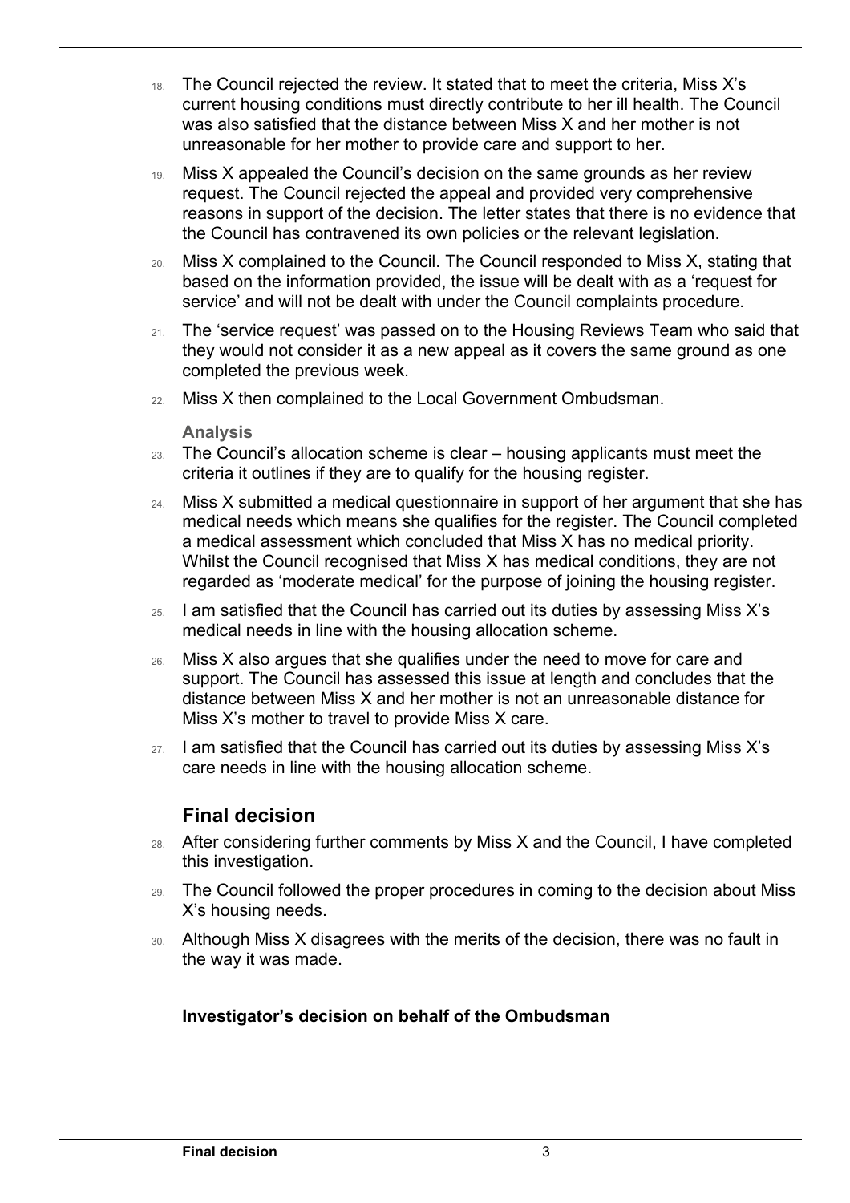18. The Council rejected the review. It stated that to meet the criteria, Miss X's current housing conditions must directly contribute to her ill health. The Council was also satisfied that the distance between Miss X and her mother is not unreasonable for her mother to provide care and support to her.

19. Miss X appealed the Council's decision on the same grounds as her review request. The Council rejected the appeal and provided very comprehensive reasons in support of the decision. The letter states that there is no evidence that the Council has contravened its own policies or the relevant legislation.

20. Miss X complained to the Council. The Council responded to Miss X, stating that based on the information provided, the issue will be dealt with as a 'request for service' and will not be dealt with under the Council complaints procedure.

21. The 'service request' was passed on to the Housing Reviews Team who said that they would not consider it as a new appeal as it covers the same ground as one completed the previous week.

22. Miss X then complained to the Local Government Ombudsman.

### Analysis

23. The Council's allocation scheme is clear – housing applicants must meet the criteria it outlines if they are to qualify for the housing register.

24. Miss X submitted a medical questionnaire in support of her argument that she has medical needs which means she qualifies for the register. The Council completed a medical assessment which concluded that Miss X has no medical priority. Whilst the Council recognised that Miss X has medical conditions, they are not regarded as 'moderate medical' for the purpose of joining the housing register.

25. I am satisfied that the Council has carried out its duties by assessing Miss X's medical needs in line with the housing allocation scheme.

26. Miss X also argues that she qualifies under the need to move for care and support. The Council has assessed this issue at length and concludes that the distance between Miss X and her mother is not an unreasonable distance for Miss X's mother to travel to provide Miss X care.

27. I am satisfied that the Council has carried out its duties by assessing Miss X's care needs in line with the housing allocation scheme.

## Final decision

28. After considering further comments by Miss X and the Council, I have completed this investigation.

29. The Council followed the proper procedures in coming to the decision about Miss X's housing needs.

30. Although Miss X disagrees with the merits of the decision, there was no fault in the way it was made.

**Investigator's decision on behalf of the Ombudsman**